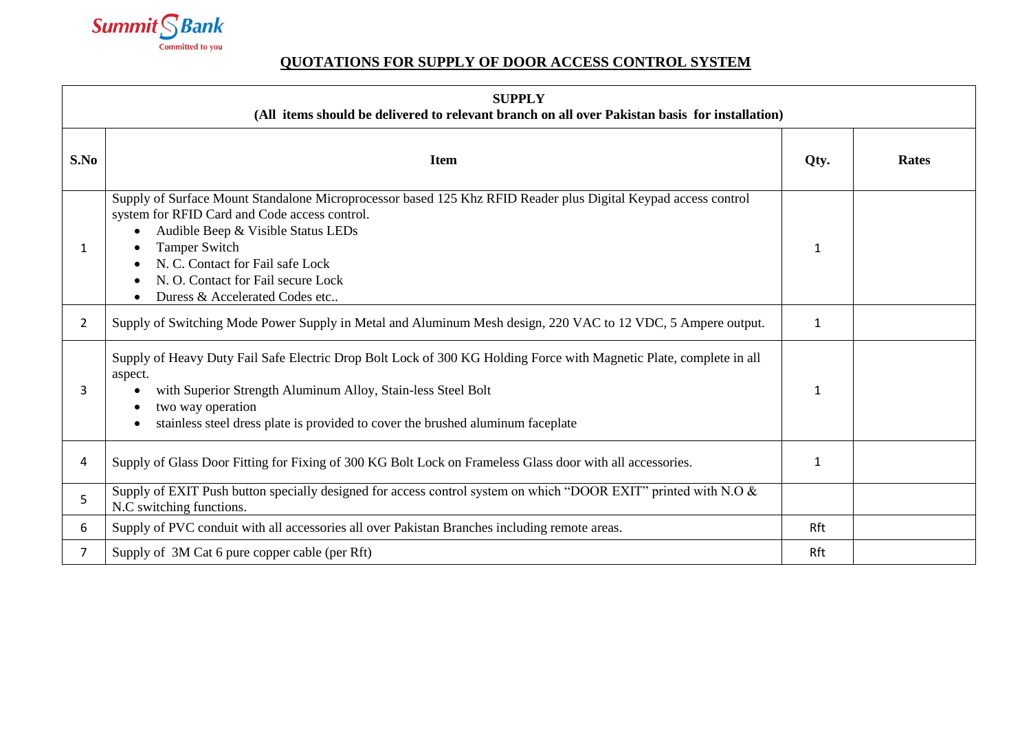Summit Bank
Committed to you

## QUOTATIONS FOR SUPPLY OF DOOR ACCESS CONTROL SYSTEM

**SUPPLY**
**(All items should be delivered to relevant branch on all over Pakistan basis for installation)**

| S.No | Item | Qty. | Rates |
|---|---|---|---|
| 1 | Supply of Surface Mount Standalone Microprocessor based 125 Khz RFID Reader plus Digital Keypad access control system for RFID Card and Code access control.<br>• Audible Beep & Visible Status LEDs<br>• Tamper Switch<br>• N. C. Contact for Fail safe Lock<br>• N. O. Contact for Fail secure Lock<br>• Duress & Accelerated Codes etc.. | 1 | |
| 2 | Supply of Switching Mode Power Supply in Metal and Aluminum Mesh design, 220 VAC to 12 VDC, 5 Ampere output. | 1 | |
| 3 | Supply of Heavy Duty Fail Safe Electric Drop Bolt Lock of 300 KG Holding Force with Magnetic Plate, complete in all aspect.<br>• with Superior Strength Aluminum Alloy, Stain-less Steel Bolt<br>• two way operation<br>• stainless steel dress plate is provided to cover the brushed aluminum faceplate | 1 | |
| 4 | Supply of Glass Door Fitting for Fixing of 300 KG Bolt Lock on Frameless Glass door with all accessories. | 1 | |
| 5 | Supply of EXIT Push button specially designed for access control system on which "DOOR EXIT" printed with N.O & N.C switching functions. | | |
| 6 | Supply of PVC conduit with all accessories all over Pakistan Branches including remote areas. | Rft | |
| 7 | Supply of 3M Cat 6 pure copper cable (per Rft) | Rft | |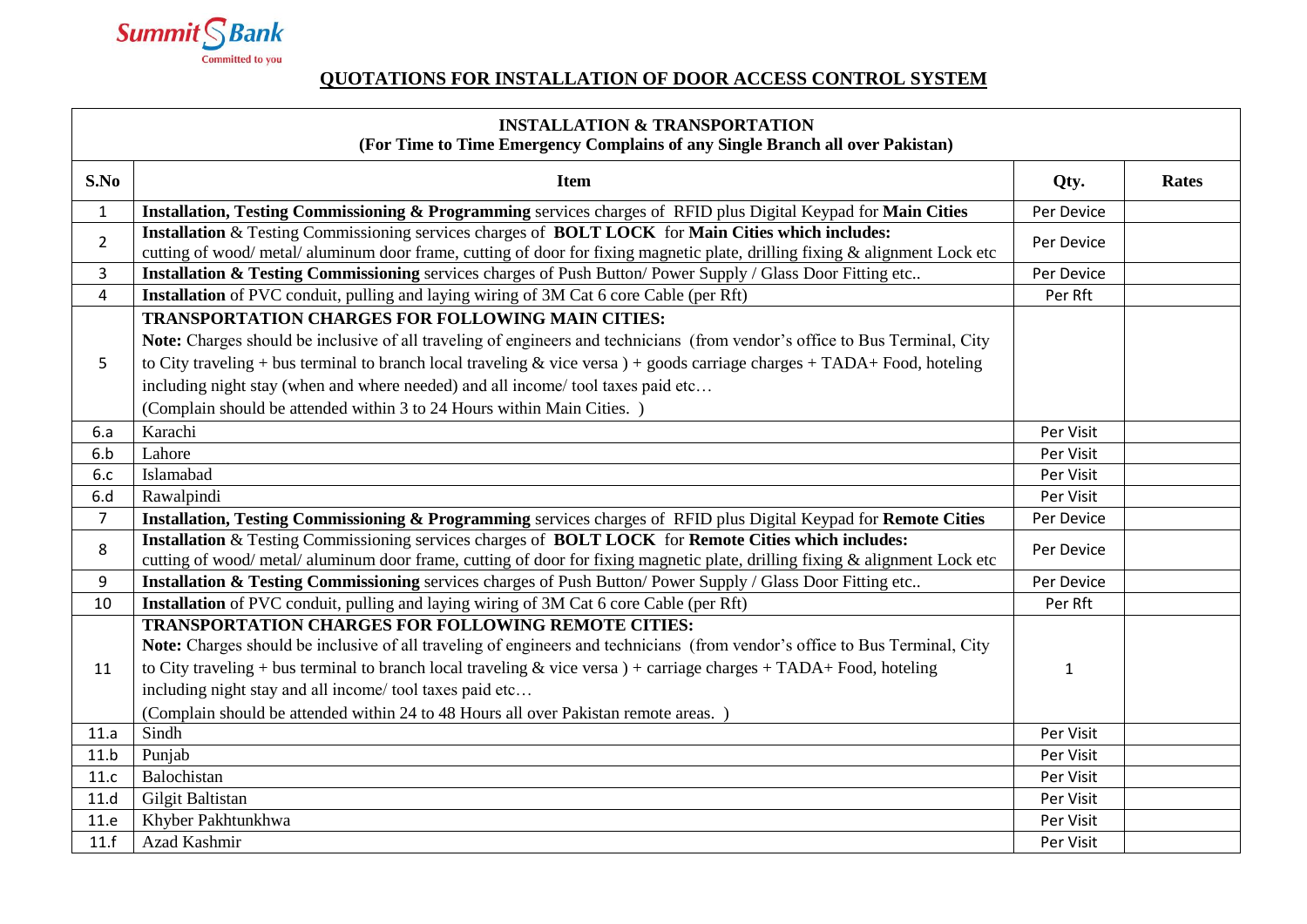Summit Bank
Committed to you

## QUOTATIONS FOR INSTALLATION OF DOOR ACCESS CONTROL SYSTEM

| **INSTALLATION & TRANSPORTATION (For Time to Time Emergency Complains of any Single Branch all over Pakistan)** | | | |
|---|---|---|---|
| **S.No** | **Item** | **Qty.** | **Rates** |
| 1 | **Installation, Testing Commissioning & Programming** services charges of RFID plus Digital Keypad for **Main Cities** | Per Device | |
| 2 | **Installation** & Testing Commissioning services charges of **BOLT LOCK** for **Main Cities which includes:** cutting of wood/ metal/ aluminum door frame, cutting of door for fixing magnetic plate, drilling fixing & alignment Lock etc | Per Device | |
| 3 | **Installation & Testing Commissioning** services charges of Push Button/ Power Supply / Glass Door Fitting etc.. | Per Device | |
| 4 | **Installation** of PVC conduit, pulling and laying wiring of 3M Cat 6 core Cable (per Rft) | Per Rft | |
| 5 | **TRANSPORTATION CHARGES FOR FOLLOWING MAIN CITIES:** **Note:** Charges should be inclusive of all traveling of engineers and technicians (from vendor's office to Bus Terminal, City to City traveling + bus terminal to branch local traveling & vice versa ) + goods carriage charges + TADA+ Food, hoteling including night stay (when and where needed) and all income/ tool taxes paid etc… (Complain should be attended within 3 to 24 Hours within Main Cities. ) | | |
| 6.a | Karachi | Per Visit | |
| 6.b | Lahore | Per Visit | |
| 6.c | Islamabad | Per Visit | |
| 6.d | Rawalpindi | Per Visit | |
| 7 | **Installation, Testing Commissioning & Programming** services charges of RFID plus Digital Keypad for **Remote Cities** | Per Device | |
| 8 | **Installation** & Testing Commissioning services charges of **BOLT LOCK** for **Remote Cities which includes:** cutting of wood/ metal/ aluminum door frame, cutting of door for fixing magnetic plate, drilling fixing & alignment Lock etc | Per Device | |
| 9 | **Installation & Testing Commissioning** services charges of Push Button/ Power Supply / Glass Door Fitting etc.. | Per Device | |
| 10 | **Installation** of PVC conduit, pulling and laying wiring of 3M Cat 6 core Cable (per Rft) | Per Rft | |
| 11 | **TRANSPORTATION CHARGES FOR FOLLOWING REMOTE CITIES:** **Note:** Charges should be inclusive of all traveling of engineers and technicians (from vendor's office to Bus Terminal, City to City traveling + bus terminal to branch local traveling & vice versa ) + carriage charges + TADA+ Food, hoteling including night stay and all income/ tool taxes paid etc… (Complain should be attended within 24 to 48 Hours all over Pakistan remote areas. ) | 1 | |
| 11.a | Sindh | Per Visit | |
| 11.b | Punjab | Per Visit | |
| 11.c | Balochistan | Per Visit | |
| 11.d | Gilgit Baltistan | Per Visit | |
| 11.e | Khyber Pakhtunkhwa | Per Visit | |
| 11.f | Azad Kashmir | Per Visit | |